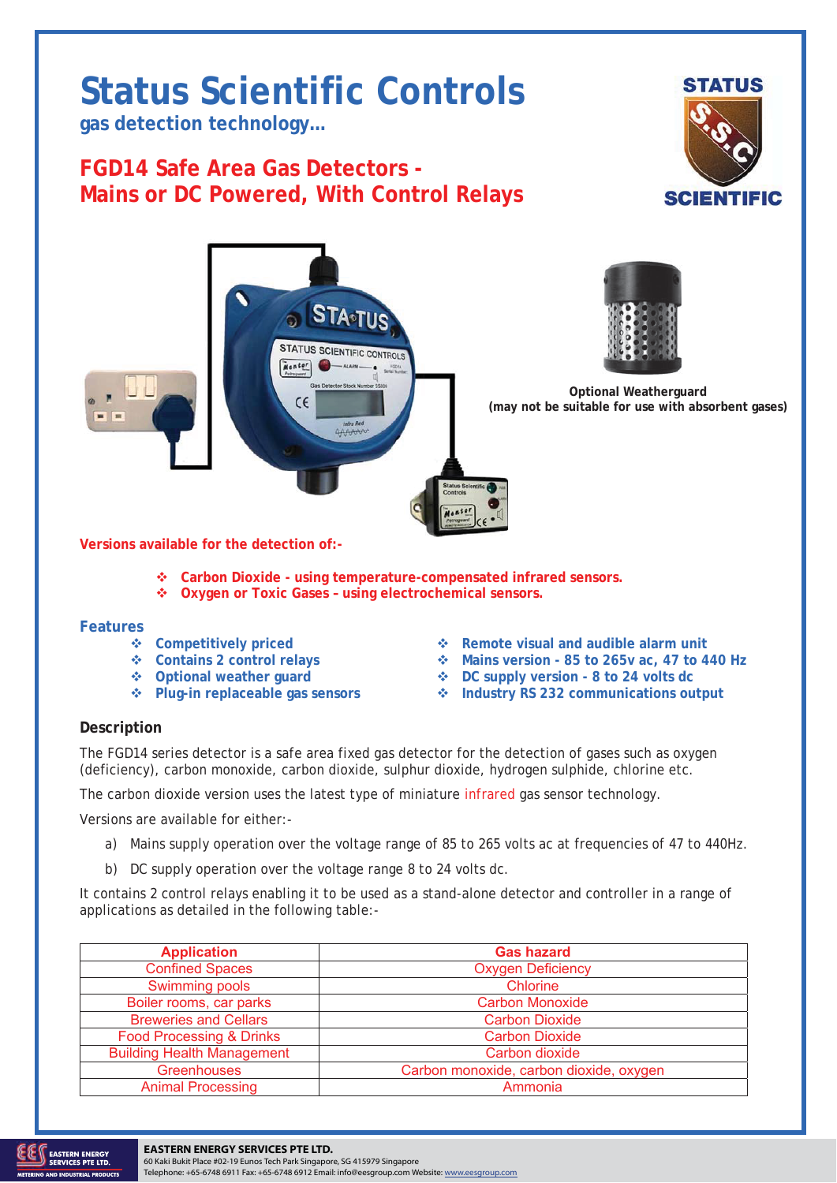# Status Scientific Controls

**gas detection technology…**

## FGD14 Safe Area Gas Detectors - Mains or DC Powered, With Control Relays

**Optional Weatherguard (may not be suitable for use with absorbent gases)**

**Versions available for the detection of:-**

- **Carbon Dioxide - using temperature-compensated infrared sensors.**
- **Oxygen or Toxic Gases – using electrochemical sensors.**

### Features

- Competitively priced
- Contains 2 control relays
- Optional weather guard
- Plug-in replaceable gas sensors
- Remote visual and audible alarm unit
- Mains version - 85 to 265v ac, 47 to 440 Hz
- DC supply version - 8 to 24 volts dc
- Industry RS 232 communications output

### Description

The FGD14 series detector is a safe area fixed gas detector for the detection of gases such as oxygen (deficiency), carbon monoxide, carbon dioxide, sulphur dioxide, hydrogen sulphide, chlorine etc.

The carbon dioxide version uses the latest type of miniature infrared gas sensor technology.

Versions are available for either:-

a) Mains supply operation over the voltage range of 85 to 265 volts ac at frequencies of 47 to 440Hz.

b) DC supply operation over the voltage range 8 to 24 volts dc.

It contains 2 control relays enabling it to be used as a stand-alone detector and controller in a range of applications as detailed in the following table:-

| Application | Gas hazard |
|---|---|
| Confined Spaces | Oxygen Deficiency |
| Swimming pools | Chlorine |
| Boiler rooms, car parks | Carbon Monoxide |
| Breweries and Cellars | Carbon Dioxide |
| Food Processing & Drinks | Carbon Dioxide |
| Building Health Management | Carbon dioxide |
| Greenhouses | Carbon monoxide, carbon dioxide, oxygen |
| Animal Processing | Ammonia |

**EASTERN ENERGY SERVICES PTE LTD.**
60 Kaki Bukit Place #02-19 Eunos Tech Park Singapore, SG 415979 Singapore
Telephone: +65-6748 6911 Fax: +65-6748 6912 Email: info@eesgroup.com Website: www.eesgroup.com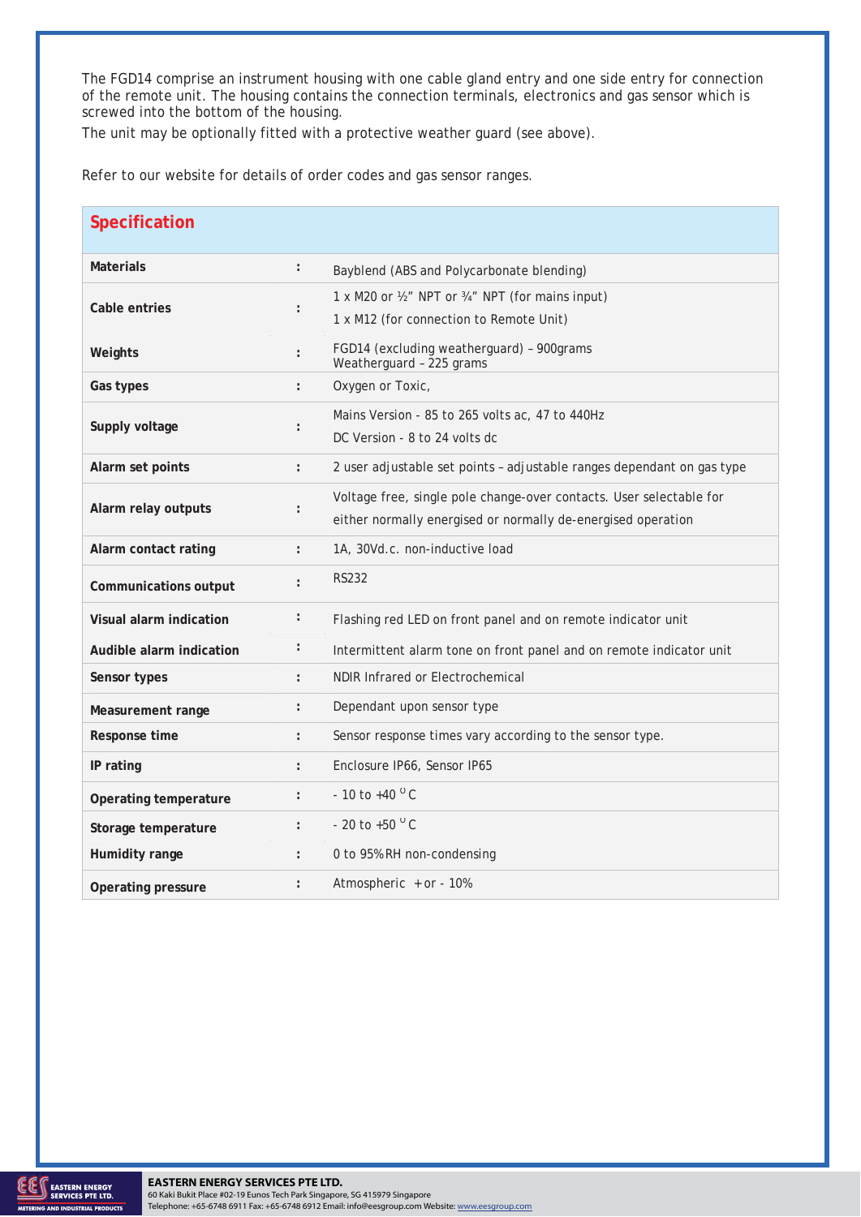The FGD14 comprise an instrument housing with one cable gland entry and one side entry for connection of the remote unit. The housing contains the connection terminals, electronics and gas sensor which is screwed into the bottom of the housing.

The unit may be optionally fitted with a protective weather guard (see above).

Refer to our website for details of order codes and gas sensor ranges.

## Specification

| | | |
|---|---|---|
| **Materials** | : | Bayblend (ABS and Polycarbonate blending) |
| **Cable entries** | : | 1 x M20 or ½" NPT or ¾" NPT (for mains input)<br>1 x M12 (for connection to Remote Unit) |
| **Weights** | : | FGD14 (excluding weatherguard) – 900grams<br>Weatherguard – 225 grams |
| **Gas types** | : | Oxygen or Toxic, |
| **Supply voltage** | : | Mains Version - 85 to 265 volts ac, 47 to 440Hz<br>DC Version - 8 to 24 volts dc |
| **Alarm set points** | : | 2 user adjustable set points – adjustable ranges dependant on gas type |
| **Alarm relay outputs** | : | Voltage free, single pole change-over contacts. User selectable for either normally energised or normally de-energised operation |
| **Alarm contact rating** | : | 1A, 30Vd.c. non-inductive load |
| **Communications output** | : | RS232 |
| **Visual alarm indication** | : | Flashing red LED on front panel and on remote indicator unit |
| **Audible alarm indication** | : | Intermittent alarm tone on front panel and on remote indicator unit |
| **Sensor types** | : | NDIR Infrared or Electrochemical |
| **Measurement range** | : | Dependant upon sensor type |
| **Response time** | : | Sensor response times vary according to the sensor type. |
| **IP rating** | : | Enclosure IP66, Sensor IP65 |
| **Operating temperature** | : | - 10 to +40 °C |
| **Storage temperature** | : | - 20 to +50 °C |
| **Humidity range** | : | 0 to 95%RH non-condensing |
| **Operating pressure** | : | Atmospheric + or - 10% |

**EASTERN ENERGY SERVICES PTE LTD.**
60 Kaki Bukit Place #02-19 Eunos Tech Park Singapore, SG 415979 Singapore
Telephone: +65-6748 6911 Fax: +65-6748 6912 Email: info@eesgroup.com Website: www.eesgroup.com